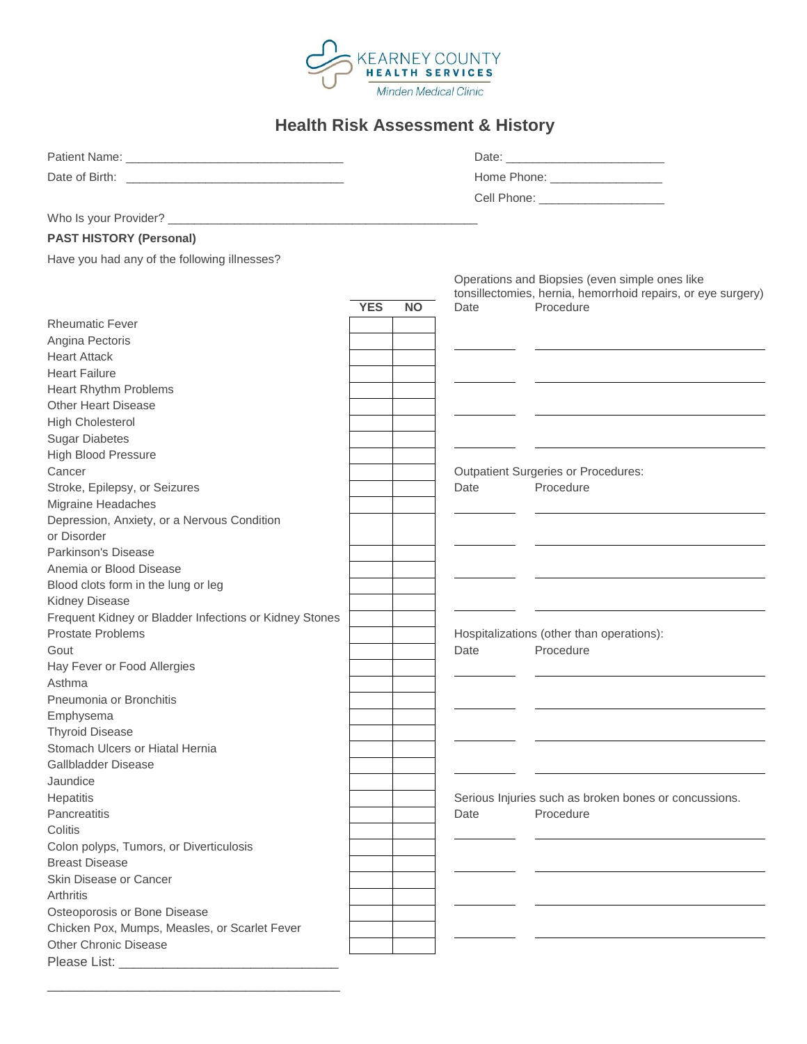KEARNEY COUNTY
HEALTH SERVICES
Minden Medical Clinic

# Health Risk Assessment & History

Patient Name: ________________________________ Date: ________________________

Date of Birth: ________________________________ Home Phone: _________________

Cell Phone: ___________________

Who Is your Provider? _______________________________________________

**PAST HISTORY (Personal)**

Have you had any of the following illnesses?

| | YES | NO |
|---|---|---|
| Rheumatic Fever | | |
| Angina Pectoris | | |
| Heart Attack | | |
| Heart Failure | | |
| Heart Rhythm Problems | | |
| Other Heart Disease | | |
| High Cholesterol | | |
| Sugar Diabetes | | |
| High Blood Pressure | | |
| Cancer | | |
| Stroke, Epilepsy, or Seizures | | |
| Migraine Headaches | | |
| Depression, Anxiety, or a Nervous Condition or Disorder | | |
| Parkinson's Disease | | |
| Anemia or Blood Disease | | |
| Blood clots form in the lung or leg | | |
| Kidney Disease | | |
| Frequent Kidney or Bladder Infections or Kidney Stones | | |
| Prostate Problems | | |
| Gout | | |
| Hay Fever or Food Allergies | | |
| Asthma | | |
| Pneumonia or Bronchitis | | |
| Emphysema | | |
| Thyroid Disease | | |
| Stomach Ulcers or Hiatal Hernia | | |
| Gallbladder Disease | | |
| Jaundice | | |
| Hepatitis | | |
| Pancreatitis | | |
| Colitis | | |
| Colon polyps, Tumors, or Diverticulosis | | |
| Breast Disease | | |
| Skin Disease or Cancer | | |
| Arthritis | | |
| Osteoporosis or Bone Disease | | |
| Chicken Pox, Mumps, Measles, or Scarlet Fever | | |
| Other Chronic Disease | | |

Please List: _______________________________

___________________________________________

Operations and Biopsies (even simple ones like tonsillectomies, hernia, hemorrhoid repairs, or eye surgery)

| Date | Procedure |
|---|---|
| | |
| | |
| | |
| | |

Outpatient Surgeries or Procedures:

| Date | Procedure |
|---|---|
| | |
| | |
| | |
| | |

Hospitalizations (other than operations):

| Date | Procedure |
|---|---|
| | |
| | |
| | |
| | |

Serious Injuries such as broken bones or concussions.

| Date | Procedure |
|---|---|
| | |
| | |
| | |
| | |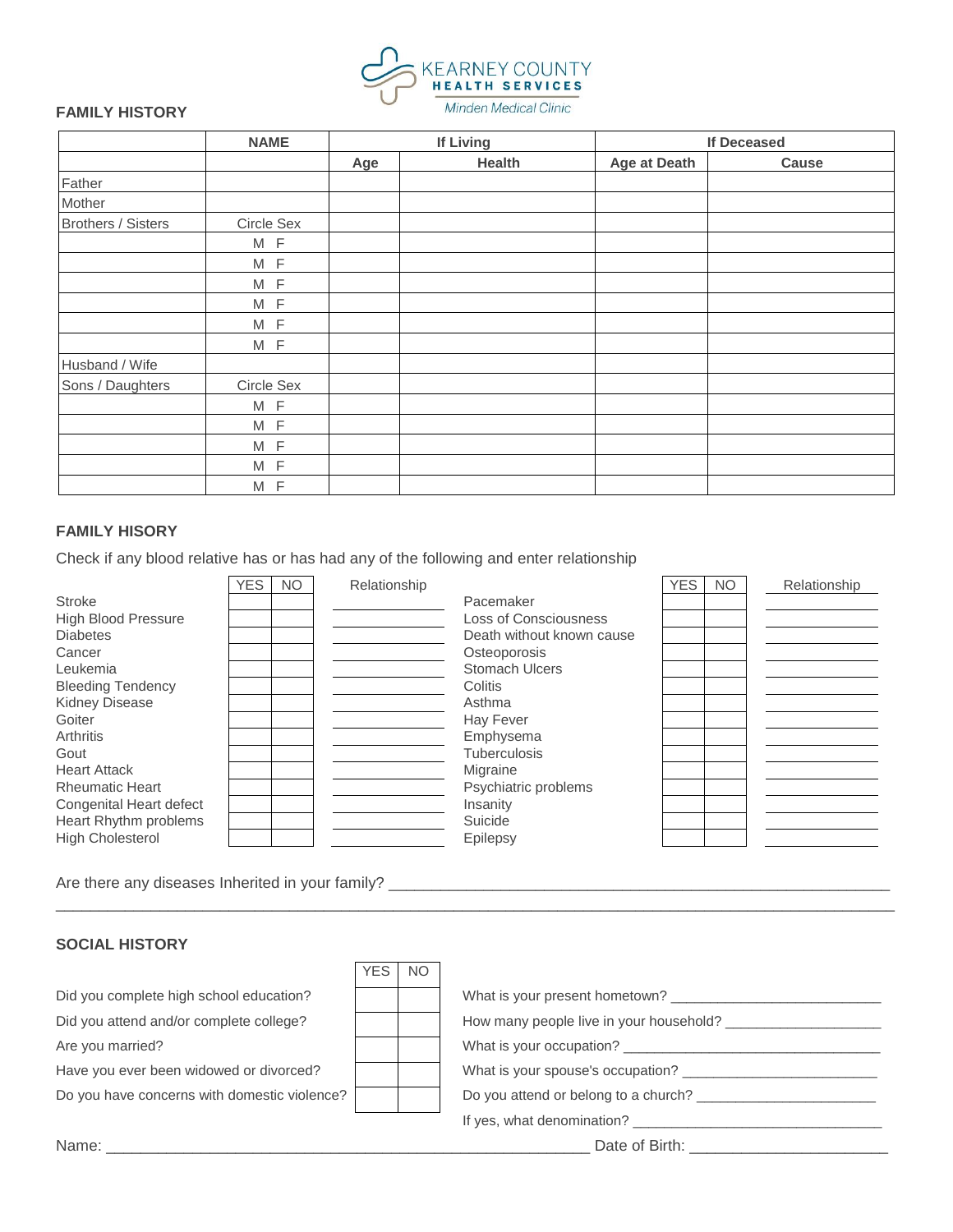KEARNEY COUNTY HEALTH SERVICES

*Minden Medical Clinic*

## FAMILY HISTORY

| | NAME | If Living | | If Deceased | |
|---|---|---|---|---|---|
| | | Age | Health | Age at Death | Cause |
| Father | | | | | |
| Mother | | | | | |
| Brothers / Sisters | Circle Sex | | | | |
| | M F | | | | |
| | M F | | | | |
| | M F | | | | |
| | M F | | | | |
| | M F | | | | |
| | M F | | | | |
| Husband / Wife | | | | | |
| Sons / Daughters | Circle Sex | | | | |
| | M F | | | | |
| | M F | | | | |
| | M F | | | | |
| | M F | | | | |
| | M F | | | | |

## FAMILY HISORY

Check if any blood relative has or has had any of the following and enter relationship

| | YES | NO | Relationship | | YES | NO | Relationship |
|---|---|---|---|---|---|---|---|
| Stroke | | | | Pacemaker | | | |
| High Blood Pressure | | | | Loss of Consciousness | | | |
| Diabetes | | | | Death without known cause | | | |
| Cancer | | | | Osteoporosis | | | |
| Leukemia | | | | Stomach Ulcers | | | |
| Bleeding Tendency | | | | Colitis | | | |
| Kidney Disease | | | | Asthma | | | |
| Goiter | | | | Hay Fever | | | |
| Arthritis | | | | Emphysema | | | |
| Gout | | | | Tuberculosis | | | |
| Heart Attack | | | | Migraine | | | |
| Rheumatic Heart | | | | Psychiatric problems | | | |
| Congenital Heart defect | | | | Insanity | | | |
| Heart Rhythm problems | | | | Suicide | | | |
| High Cholesterol | | | | Epilepsy | | | |

Are there any diseases Inherited in your family? ____________________________________________________________

______________________________________________________________________________________________

## SOCIAL HISTORY

| | YES | NO |
|---|---|---|
| Did you complete high school education? | | |
| Did you attend and/or complete college? | | |
| Are you married? | | |
| Have you ever been widowed or divorced? | | |
| Do you have concerns with domestic violence? | | |

What is your present hometown? ___________________________

How many people live in your household? ____________________

What is your occupation? __________________________________

What is your spouse's occupation? _________________________

Do you attend or belong to a church? _______________________

If yes, what denomination? ________________________________

Name: ___________________________________________________________ Date of Birth: ________________________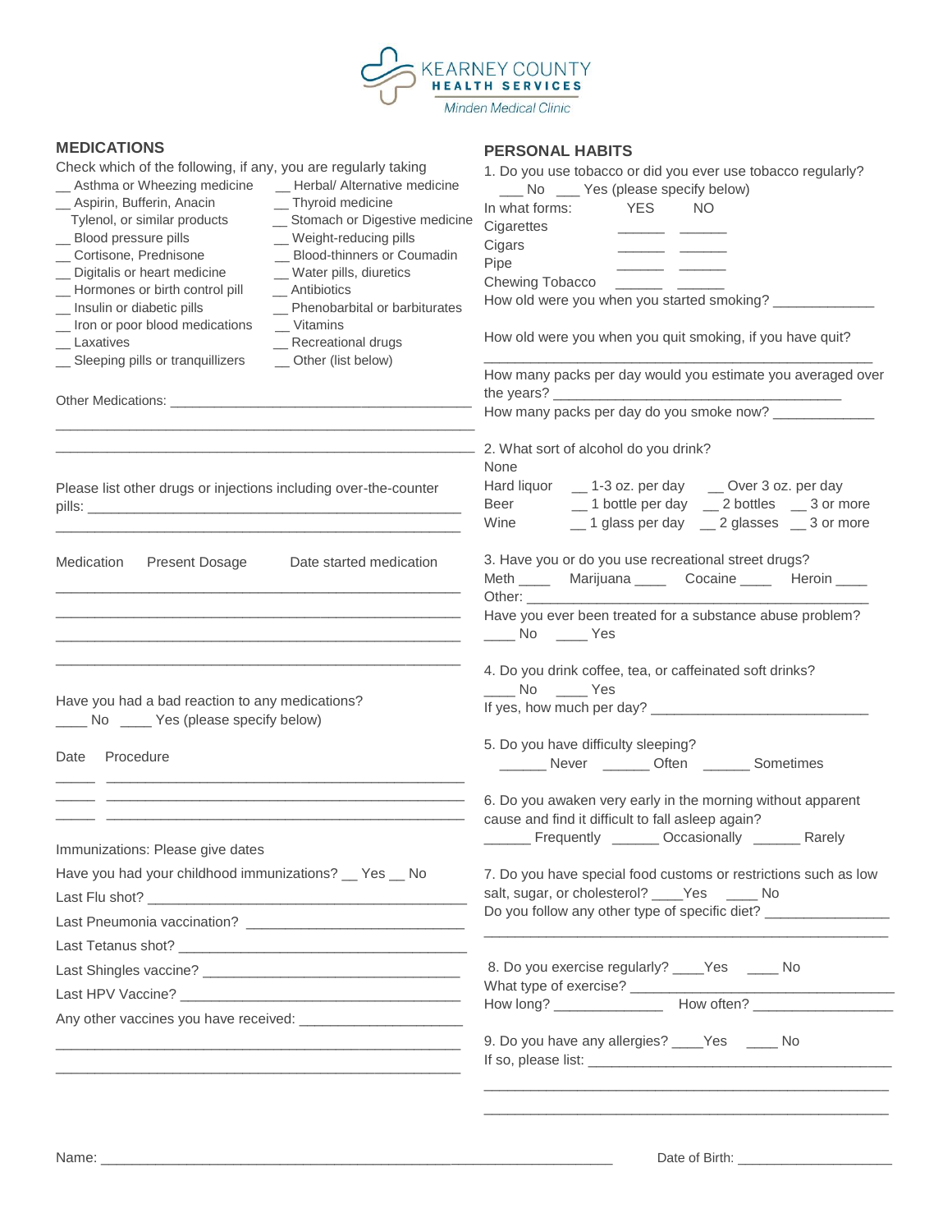KEARNEY COUNTY
HEALTH SERVICES
Minden Medical Clinic

## MEDICATIONS

Check which of the following, if any, you are regularly taking

__ Asthma or Wheezing medicine
__ Aspirin, Bufferin, Anacin
Tylenol, or similar products
__ Blood pressure pills
__ Cortisone, Prednisone
__ Digitalis or heart medicine
__ Hormones or birth control pill
__ Insulin or diabetic pills
__ Iron or poor blood medications
__ Laxatives
__ Sleeping pills or tranquillizers
__ Herbal/ Alternative medicine
__ Thyroid medicine
__ Stomach or Digestive medicine
__ Weight-reducing pills
__ Blood-thinners or Coumadin
__ Water pills, diuretics
__ Antibiotics
__ Phenobarbital or barbiturates
__ Vitamins
__ Recreational drugs
__ Other (list below)

Other Medications: ________________________________________

________________________________________________________

________________________________________________________

Please list other drugs or injections including over-the-counter pills: ________________________________________________

________________________________________________________

| Medication | Present Dosage | Date started medication |
|---|---|---|
| | | |
| | | |
| | | |
| | | |

Have you had a bad reaction to any medications?
____ No ____ Yes (please specify below)

| Date | Procedure |
|---|---|
| | |
| | |
| | |

Immunizations: Please give dates

Have you had your childhood immunizations? __ Yes __ No

Last Flu shot? ________________________________________

Last Pneumonia vaccination? ____________________________

Last Tetanus shot? ____________________________________

Last Shingles vaccine? _________________________________

Last HPV Vaccine? ___________________________________

Any other vaccines you have received: ____________________

________________________________________________________

________________________________________________________

## PERSONAL HABITS

1. Do you use tobacco or did you ever use tobacco regularly?
___ No ___ Yes (please specify below)

| In what forms: | YES | NO |
|---|---|---|
| Cigarettes | ______ | ______ |
| Cigars | ______ | ______ |
| Pipe | ______ | ______ |
| Chewing Tobacco | ______ | ______ |

How old were you when you started smoking? _____________

How old were you when you quit smoking, if you have quit?

________________________________________________

How many packs per day would you estimate you averaged over the years? ____________________________________

How many packs per day do you smoke now? _____________

2. What sort of alcohol do you drink?

None

| | | | |
|---|---|---|---|
| Hard liquor | __ 1-3 oz. per day | __ Over 3 oz. per day | |
| Beer | __ 1 bottle per day | __ 2 bottles | __ 3 or more |
| Wine | __ 1 glass per day | __ 2 glasses | __ 3 or more |

3. Have you or do you use recreational street drugs?
Meth ____ Marijuana ____ Cocaine ____ Heroin ____
Other: ____________________________________________

Have you ever been treated for a substance abuse problem?
____ No ____ Yes

4. Do you drink coffee, tea, or caffeinated soft drinks?
____ No ____ Yes
If yes, how much per day? ___________________________

5. Do you have difficulty sleeping?
______ Never ______ Often ______ Sometimes

6. Do you awaken very early in the morning without apparent cause and find it difficult to fall asleep again?
______ Frequently ______ Occasionally ______ Rarely

7. Do you have special food customs or restrictions such as low salt, sugar, or cholesterol? ____Yes ____ No
Do you follow any other type of specific diet? _______________
________________________________________________

8. Do you exercise regularly? ____Yes ____ No
What type of exercise? _________________________________
How long? ______________ How often? _________________

9. Do you have any allergies? ____Yes ____ No
If so, please list: _______________________________________

________________________________________________

________________________________________________

Name: ______________________________________________________________ Date of Birth: ____________________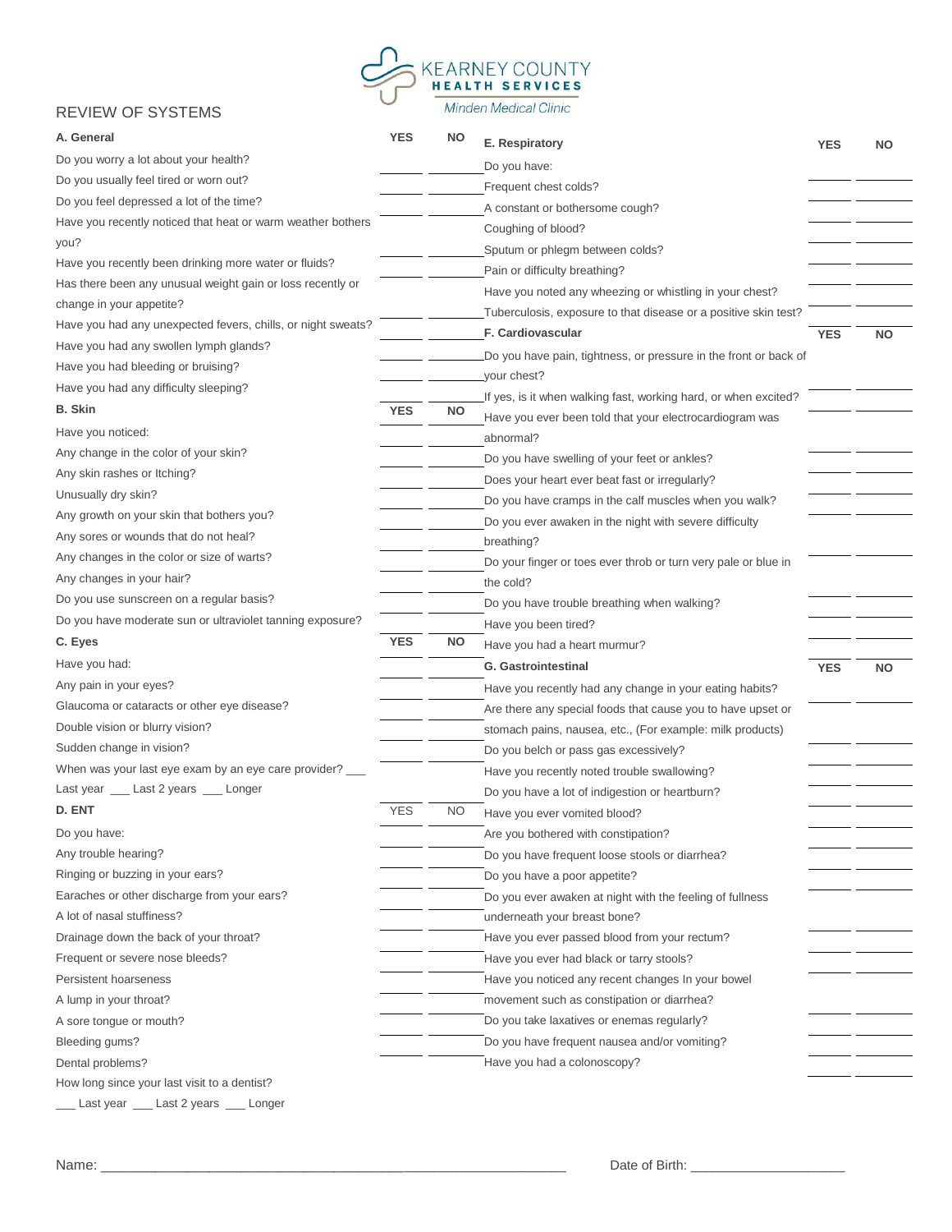KEARNEY COUNTY
HEALTH SERVICES
*Minden Medical Clinic*

# REVIEW OF SYSTEMS

### A. General

| A. General | YES | NO |
| --- | --- | --- |
| Do you worry a lot about your health? | | |
| Do you usually feel tired or worn out? | | |
| Do you feel depressed a lot of the time? | | |
| Have you recently noticed that heat or warm weather bothers you? | | |
| Have you recently been drinking more water or fluids? | | |
| Has there been any unusual weight gain or loss recently or change in your appetite? | | |
| Have you had any unexpected fevers, chills, or night sweats? | | |
| Have you had any swollen lymph glands? | | |
| Have you had bleeding or bruising? | | |
| Have you had any difficulty sleeping? | | |

### B. Skin

| B. Skin | YES | NO |
| --- | --- | --- |
| Have you noticed: | | |
| Any change in the color of your skin? | | |
| Any skin rashes or Itching? | | |
| Unusually dry skin? | | |
| Any growth on your skin that bothers you? | | |
| Any sores or wounds that do not heal? | | |
| Any changes in the color or size of warts? | | |
| Any changes in your hair? | | |
| Do you use sunscreen on a regular basis? | | |
| Do you have moderate sun or ultraviolet tanning exposure? | | |

### C. Eyes

| C. Eyes | YES | NO |
| --- | --- | --- |
| Have you had: | | |
| Any pain in your eyes? | | |
| Glaucoma or cataracts or other eye disease? | | |
| Double vision or blurry vision? | | |
| Sudden change in vision? | | |

When was your last eye exam by an eye care provider? ___ Last year ___ Last 2 years ___ Longer

### D. ENT

| D. ENT | YES | NO |
| --- | --- | --- |
| Do you have: | | |
| Any trouble hearing? | | |
| Ringing or buzzing in your ears? | | |
| Earaches or other discharge from your ears? | | |
| A lot of nasal stuffiness? | | |
| Drainage down the back of your throat? | | |
| Frequent or severe nose bleeds? | | |
| Persistent hoarseness | | |
| A lump in your throat? | | |
| A sore tongue or mouth? | | |
| Bleeding gums? | | |
| Dental problems? | | |

How long since your last visit to a dentist?
___ Last year ___ Last 2 years ___ Longer

### E. Respiratory

| E. Respiratory | YES | NO |
| --- | --- | --- |
| Do you have: | | |
| Frequent chest colds? | | |
| A constant or bothersome cough? | | |
| Coughing of blood? | | |
| Sputum or phlegm between colds? | | |
| Pain or difficulty breathing? | | |
| Have you noted any wheezing or whistling in your chest? | | |
| Tuberculosis, exposure to that disease or a positive skin test? | | |

### F. Cardiovascular

| F. Cardiovascular | YES | NO |
| --- | --- | --- |
| Do you have pain, tightness, or pressure in the front or back of your chest? | | |
| If yes, is it when walking fast, working hard, or when excited? | | |
| Have you ever been told that your electrocardiogram was abnormal? | | |
| Do you have swelling of your feet or ankles? | | |
| Does your heart ever beat fast or irregularly? | | |
| Do you have cramps in the calf muscles when you walk? | | |
| Do you ever awaken in the night with severe difficulty breathing? | | |
| Do your finger or toes ever throb or turn very pale or blue in the cold? | | |
| Do you have trouble breathing when walking? | | |
| Have you been tired? | | |
| Have you had a heart murmur? | | |

### G. Gastrointestinal

| G. Gastrointestinal | YES | NO |
| --- | --- | --- |
| Have you recently had any change in your eating habits? | | |
| Are there any special foods that cause you to have upset or stomach pains, nausea, etc., (For example: milk products) | | |
| Do you belch or pass gas excessively? | | |
| Have you recently noted trouble swallowing? | | |
| Do you have a lot of indigestion or heartburn? | | |
| Have you ever vomited blood? | | |
| Are you bothered with constipation? | | |
| Do you have frequent loose stools or diarrhea? | | |
| Do you have a poor appetite? | | |
| Do you ever awaken at night with the feeling of fullness underneath your breast bone? | | |
| Have you ever passed blood from your rectum? | | |
| Have you ever had black or tarry stools? | | |
| Have you noticed any recent changes In your bowel movement such as constipation or diarrhea? | | |
| Do you take laxatives or enemas regularly? | | |
| Do you have frequent nausea and/or vomiting? | | |
| Have you had a colonoscopy? | | |

Name: ____________________________________________ Date of Birth: ____________________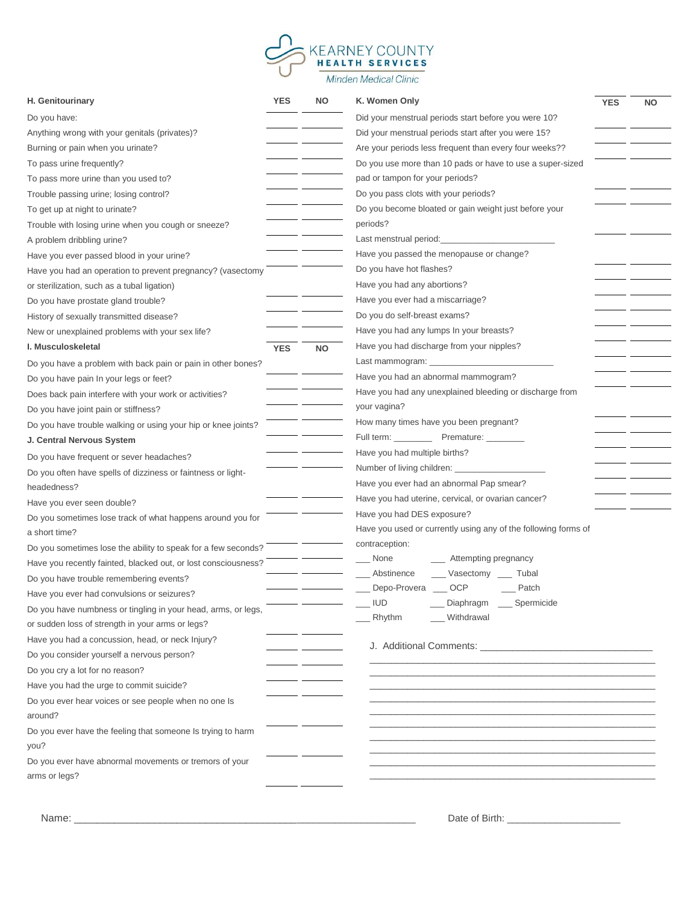KEARNEY COUNTY
HEALTH SERVICES
Minden Medical Clinic

## H. Genitourinary

| H. Genitourinary | YES | NO |
|---|---|---|
| Do you have: | | |
| Anything wrong with your genitals (privates)? | | |
| Burning or pain when you urinate? | | |
| To pass urine frequently? | | |
| To pass more urine than you used to? | | |
| Trouble passing urine; losing control? | | |
| To get up at night to urinate? | | |
| Trouble with losing urine when you cough or sneeze? | | |
| A problem dribbling urine? | | |
| Have you ever passed blood in your urine? | | |
| Have you had an operation to prevent pregnancy? (vasectomy or sterilization, such as a tubal ligation) | | |
| Do you have prostate gland trouble? | | |
| History of sexually transmitted disease? | | |
| New or unexplained problems with your sex life? | | |

## I. Musculoskeletal

| I. Musculoskeletal | YES | NO |
|---|---|---|
| Do you have a problem with back pain or pain in other bones? | | |
| Do you have pain In your legs or feet? | | |
| Does back pain interfere with your work or activities? | | |
| Do you have joint pain or stiffness? | | |
| Do you have trouble walking or using your hip or knee joints? | | |

## J. Central Nervous System

| J. Central Nervous System | YES | NO |
|---|---|---|
| Do you have frequent or sever headaches? | | |
| Do you often have spells of dizziness or faintness or light-headedness? | | |
| Have you ever seen double? | | |
| Do you sometimes lose track of what happens around you for a short time? | | |
| Do you sometimes lose the ability to speak for a few seconds? | | |
| Have you recently fainted, blacked out, or lost consciousness? | | |
| Do you have trouble remembering events? | | |
| Have you ever had convulsions or seizures? | | |
| Do you have numbness or tingling in your head, arms, or legs, or sudden loss of strength in your arms or legs? | | |
| Have you had a concussion, head, or neck Injury? | | |
| Do you consider yourself a nervous person? | | |
| Do you cry a lot for no reason? | | |
| Have you had the urge to commit suicide? | | |
| Do you ever hear voices or see people when no one Is around? | | |
| Do you ever have the feeling that someone Is trying to harm you? | | |
| Do you ever have abnormal movements or tremors of your arms or legs? | | |

## K. Women Only

| K. Women Only | YES | NO |
|---|---|---|
| Did your menstrual periods start before you were 10? | | |
| Did your menstrual periods start after you were 15? | | |
| Are your periods less frequent than every four weeks?? | | |
| Do you use more than 10 pads or have to use a super-sized pad or tampon for your periods? | | |
| Do you pass clots with your periods? | | |
| Do you become bloated or gain weight just before your periods? | | |
| Last menstrual period:______________________ | | |
| Have you passed the menopause or change? | | |
| Do you have hot flashes? | | |
| Have you had any abortions? | | |
| Have you ever had a miscarriage? | | |
| Do you do self-breast exams? | | |
| Have you had any lumps In your breasts? | | |
| Have you had discharge from your nipples? | | |
| Last mammogram: ________________________ | | |
| Have you had an abnormal mammogram? | | |
| Have you had any unexplained bleeding or discharge from your vagina? | | |
| How many times have you been pregnant? | | |
| Full term: ________ Premature: ________ | | |
| Have you had multiple births? | | |
| Number of living children: __________________ | | |
| Have you ever had an abnormal Pap smear? | | |
| Have you had uterine, cervical, or ovarian cancer? | | |
| Have you had DES exposure? | | |

Have you used or currently using any of the following forms of contraception:

___ None ___ Attempting pregnancy

___ Abstinence ___ Vasectomy ___ Tubal

___ Depo-Provera ___ OCP ___ Patch

___ IUD ___ Diaphragm ___ Spermicide

___ Rhythm ___ Withdrawal

J. Additional Comments: ________________________________

_______________________________________________________

_______________________________________________________

_______________________________________________________

_______________________________________________________

_______________________________________________________

_______________________________________________________

_______________________________________________________

_______________________________________________________

_______________________________________________________

_______________________________________________________

Name: ___________________________________________________ Date of Birth: ____________________